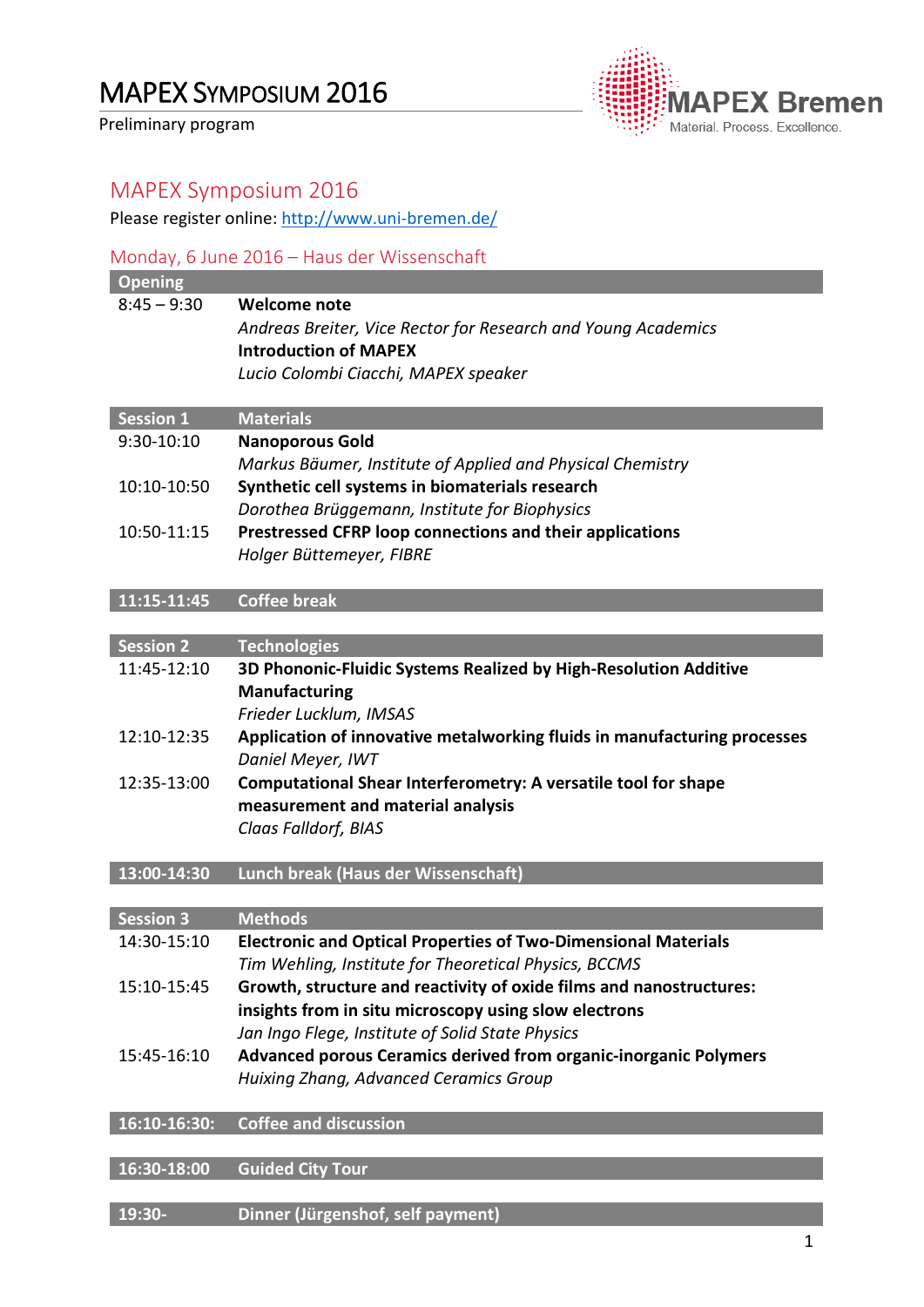# MAPEX Symposium 2016

Preliminary program

MAPEX Bremen
Material. Process. Excellence.

## MAPEX Symposium 2016

Please register online: http://www.uni-bremen.de/

### Monday, 6 June 2016 – Haus der Wissenschaft

| **Opening** | |
|---|---|
| 8:45 – 9:30 | **Welcome note**<br>*Andreas Breiter, Vice Rector for Research and Young Academics*<br>**Introduction of MAPEX**<br>*Lucio Colombi Ciacchi, MAPEX speaker* |

| **Session 1** | **Materials** |
|---|---|
| 9:30-10:10 | **Nanoporous Gold**<br>*Markus Bäumer, Institute of Applied and Physical Chemistry* |
| 10:10-10:50 | **Synthetic cell systems in biomaterials research**<br>*Dorothea Brüggemann, Institute for Biophysics* |
| 10:50-11:15 | **Prestressed CFRP loop connections and their applications**<br>*Holger Büttemeyer, FIBRE* |

| **11:15-11:45** | **Coffee break** |
|---|---|

| **Session 2** | **Technologies** |
|---|---|
| 11:45-12:10 | **3D Phononic-Fluidic Systems Realized by High-Resolution Additive Manufacturing**<br>*Frieder Lucklum, IMSAS* |
| 12:10-12:35 | **Application of innovative metalworking fluids in manufacturing processes**<br>*Daniel Meyer, IWT* |
| 12:35-13:00 | **Computational Shear Interferometry: A versatile tool for shape measurement and material analysis**<br>*Claas Falldorf, BIAS* |

| **13:00-14:30** | **Lunch break (Haus der Wissenschaft)** |
|---|---|

| **Session 3** | **Methods** |
|---|---|
| 14:30-15:10 | **Electronic and Optical Properties of Two-Dimensional Materials**<br>*Tim Wehling, Institute for Theoretical Physics, BCCMS* |
| 15:10-15:45 | **Growth, structure and reactivity of oxide films and nanostructures: insights from in situ microscopy using slow electrons**<br>*Jan Ingo Flege, Institute of Solid State Physics* |
| 15:45-16:10 | **Advanced porous Ceramics derived from organic-inorganic Polymers**<br>*Huixing Zhang, Advanced Ceramics Group* |

| **16:10-16:30:** | **Coffee and discussion** |
|---|---|

| **16:30-18:00** | **Guided City Tour** |
|---|---|

| **19:30-** | **Dinner (Jürgenshof, self payment)** |
|---|---|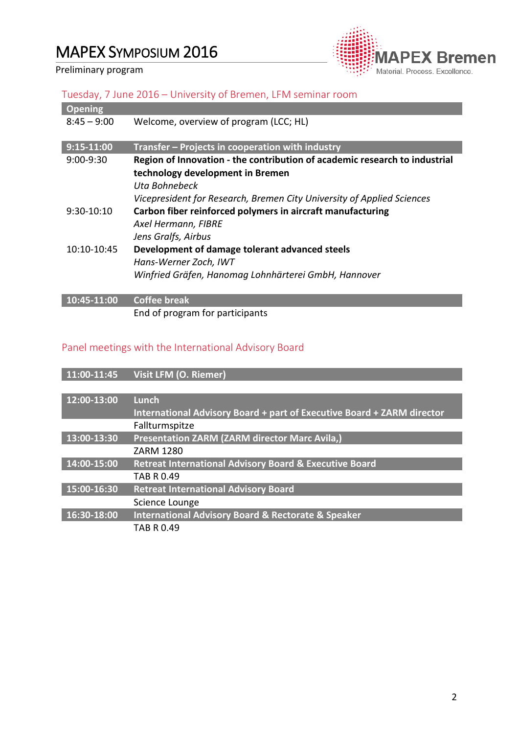# MAPEX SYMPOSIUM 2016

Preliminary program

MAPEX Bremen
Material. Process. Excellence.

## Tuesday, 7 June 2016 – University of Bremen, LFM seminar room

| | |
|---|---|
| **Opening** | |
| 8:45 – 9:00 | Welcome, overview of program (LCC; HL) |
| **9:15-11:00** | **Transfer – Projects in cooperation with industry** |
| 9:00-9:30 | **Region of Innovation - the contribution of academic research to industrial technology development in Bremen**<br>*Uta Bohnebeck*<br>*Vicepresident for Research, Bremen City University of Applied Sciences* |
| 9:30-10:10 | **Carbon fiber reinforced polymers in aircraft manufacturing**<br>*Axel Hermann, FIBRE*<br>*Jens Gralfs, Airbus* |
| 10:10-10:45 | **Development of damage tolerant advanced steels**<br>*Hans-Werner Zoch, IWT*<br>*Winfried Gräfen, Hanomag Lohnhärterei GmbH, Hannover* |
| **10:45-11:00** | **Coffee break** |
| | End of program for participants |

## Panel meetings with the International Advisory Board

| | |
|---|---|
| **11:00-11:45** | **Visit LFM (O. Riemer)** |
| **12:00-13:00** | **Lunch**<br>**International Advisory Board + part of Executive Board + ZARM director** |
| | Fallturmspitze |
| **13:00-13:30** | **Presentation ZARM (ZARM director Marc Avila,)** |
| | ZARM 1280 |
| **14:00-15:00** | **Retreat International Advisory Board & Executive Board** |
| | TAB R 0.49 |
| **15:00-16:30** | **Retreat International Advisory Board** |
| | Science Lounge |
| **16:30-18:00** | **International Advisory Board & Rectorate & Speaker** |
| | TAB R 0.49 |